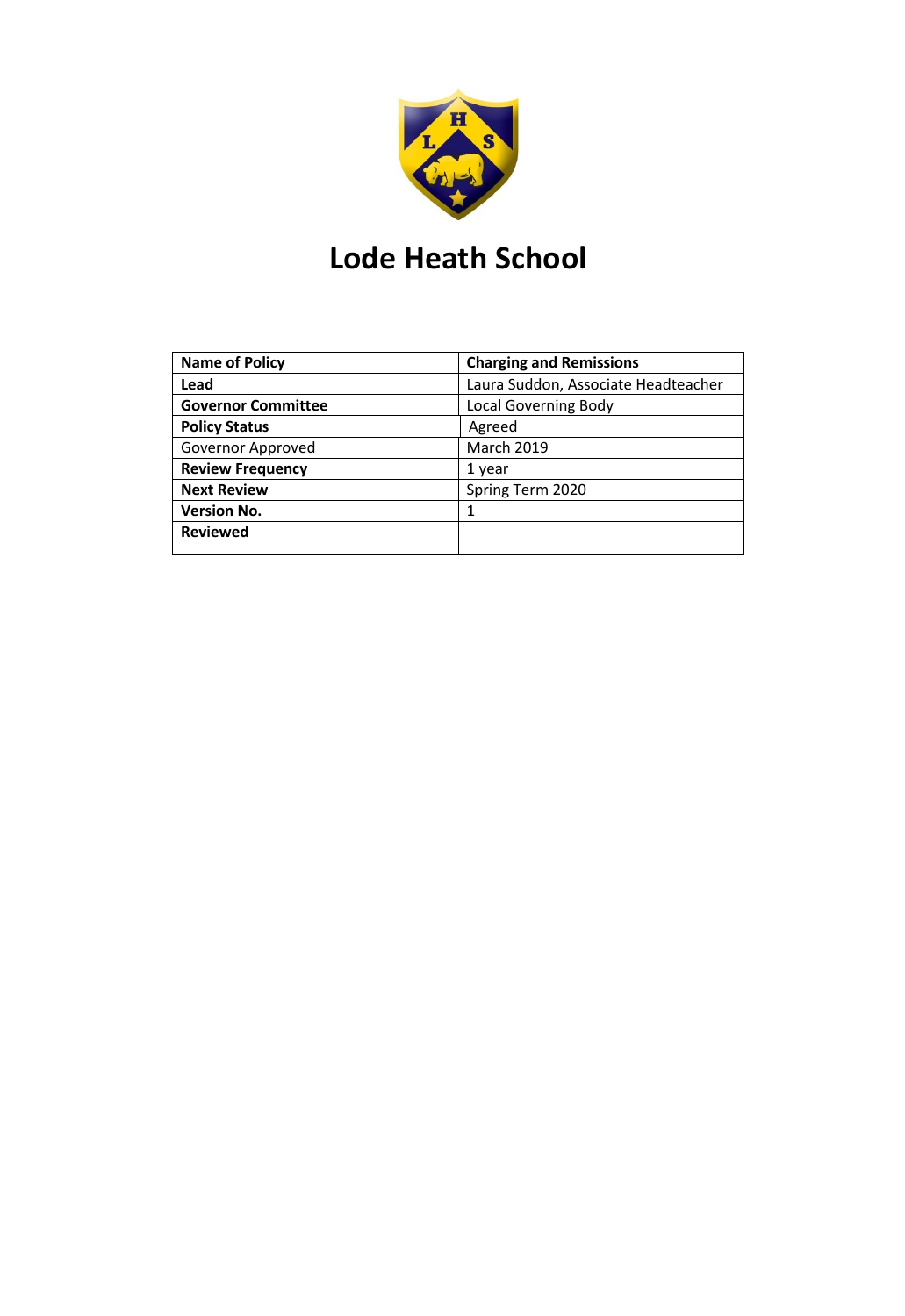# Lode Heath School

| **Name of Policy** | **Charging and Remissions** |
|---|---|
| **Lead** | Laura Suddon, Associate Headteacher |
| **Governor Committee** | Local Governing Body |
| **Policy Status** | Agreed |
| Governor Approved | March 2019 |
| **Review Frequency** | 1 year |
| **Next Review** | Spring Term 2020 |
| **Version No.** | 1 |
| **Reviewed** | |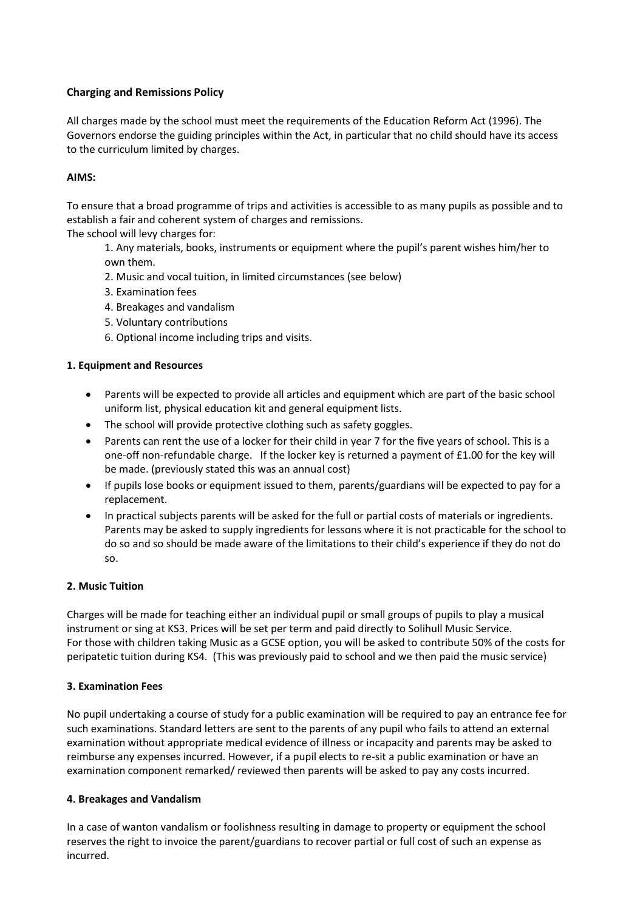**Charging and Remissions Policy**

All charges made by the school must meet the requirements of the Education Reform Act (1996). The Governors endorse the guiding principles within the Act, in particular that no child should have its access to the curriculum limited by charges.

**AIMS:**

To ensure that a broad programme of trips and activities is accessible to as many pupils as possible and to establish a fair and coherent system of charges and remissions.
The school will levy charges for:

1. Any materials, books, instruments or equipment where the pupil's parent wishes him/her to own them.
2. Music and vocal tuition, in limited circumstances (see below)
3. Examination fees
4. Breakages and vandalism
5. Voluntary contributions
6. Optional income including trips and visits.

**1. Equipment and Resources**

- Parents will be expected to provide all articles and equipment which are part of the basic school uniform list, physical education kit and general equipment lists.
- The school will provide protective clothing such as safety goggles.
- Parents can rent the use of a locker for their child in year 7 for the five years of school. This is a one-off non-refundable charge. If the locker key is returned a payment of £1.00 for the key will be made. (previously stated this was an annual cost)
- If pupils lose books or equipment issued to them, parents/guardians will be expected to pay for a replacement.
- In practical subjects parents will be asked for the full or partial costs of materials or ingredients. Parents may be asked to supply ingredients for lessons where it is not practicable for the school to do so and so should be made aware of the limitations to their child's experience if they do not do so.

**2. Music Tuition**

Charges will be made for teaching either an individual pupil or small groups of pupils to play a musical instrument or sing at KS3. Prices will be set per term and paid directly to Solihull Music Service.
For those with children taking Music as a GCSE option, you will be asked to contribute 50% of the costs for peripatetic tuition during KS4. (This was previously paid to school and we then paid the music service)

**3. Examination Fees**

No pupil undertaking a course of study for a public examination will be required to pay an entrance fee for such examinations. Standard letters are sent to the parents of any pupil who fails to attend an external examination without appropriate medical evidence of illness or incapacity and parents may be asked to reimburse any expenses incurred. However, if a pupil elects to re-sit a public examination or have an examination component remarked/ reviewed then parents will be asked to pay any costs incurred.

**4. Breakages and Vandalism**

In a case of wanton vandalism or foolishness resulting in damage to property or equipment the school reserves the right to invoice the parent/guardians to recover partial or full cost of such an expense as incurred.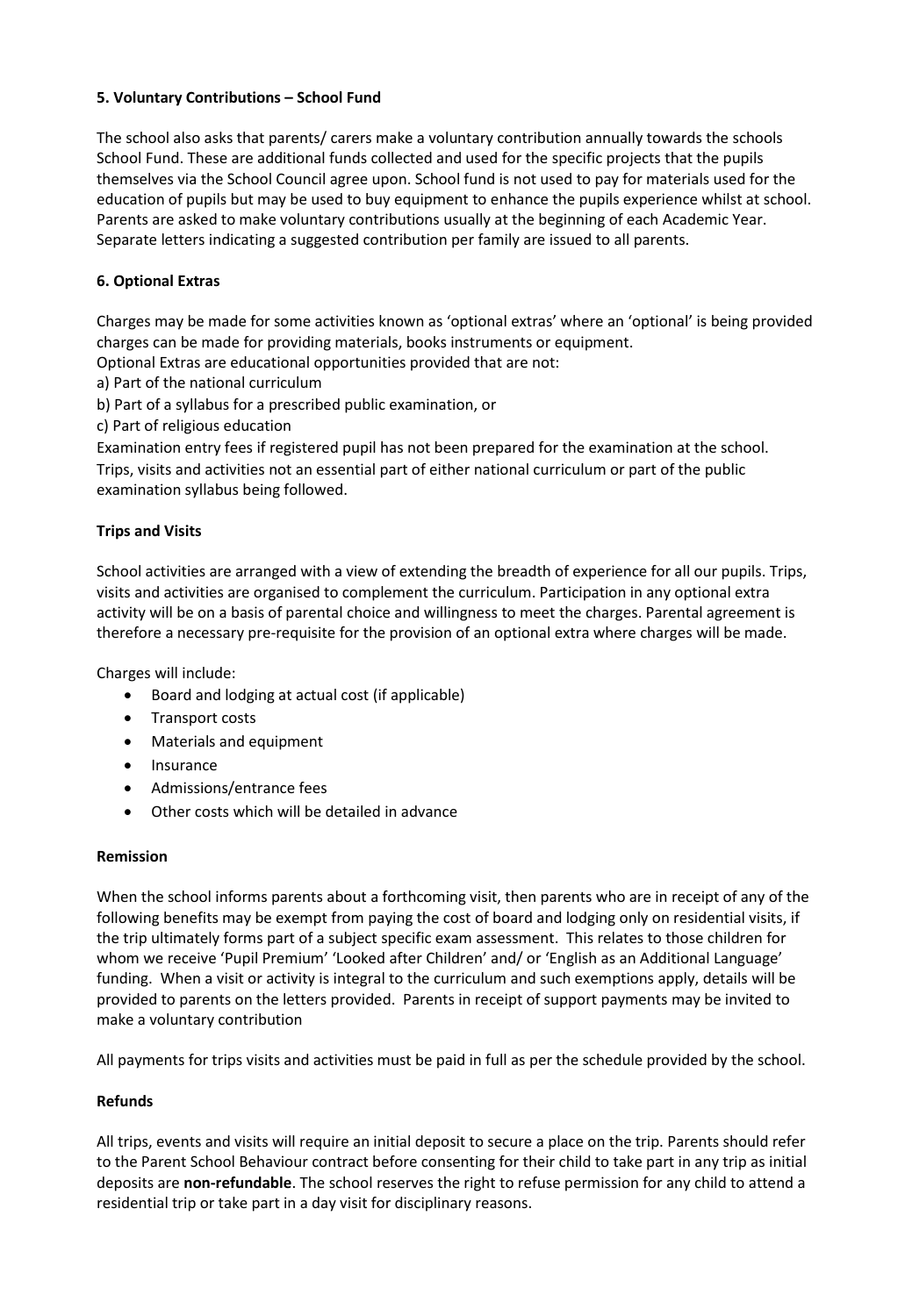### 5. Voluntary Contributions – School Fund

The school also asks that parents/ carers make a voluntary contribution annually towards the schools School Fund. These are additional funds collected and used for the specific projects that the pupils themselves via the School Council agree upon. School fund is not used to pay for materials used for the education of pupils but may be used to buy equipment to enhance the pupils experience whilst at school. Parents are asked to make voluntary contributions usually at the beginning of each Academic Year. Separate letters indicating a suggested contribution per family are issued to all parents.

### 6. Optional Extras

Charges may be made for some activities known as 'optional extras' where an 'optional' is being provided charges can be made for providing materials, books instruments or equipment.

Optional Extras are educational opportunities provided that are not:

a) Part of the national curriculum

b) Part of a syllabus for a prescribed public examination, or

c) Part of religious education

Examination entry fees if registered pupil has not been prepared for the examination at the school. Trips, visits and activities not an essential part of either national curriculum or part of the public examination syllabus being followed.

#### Trips and Visits

School activities are arranged with a view of extending the breadth of experience for all our pupils. Trips, visits and activities are organised to complement the curriculum. Participation in any optional extra activity will be on a basis of parental choice and willingness to meet the charges. Parental agreement is therefore a necessary pre-requisite for the provision of an optional extra where charges will be made.

Charges will include:

- Board and lodging at actual cost (if applicable)
- Transport costs
- Materials and equipment
- Insurance
- Admissions/entrance fees
- Other costs which will be detailed in advance

#### Remission

When the school informs parents about a forthcoming visit, then parents who are in receipt of any of the following benefits may be exempt from paying the cost of board and lodging only on residential visits, if the trip ultimately forms part of a subject specific exam assessment. This relates to those children for whom we receive 'Pupil Premium' 'Looked after Children' and/ or 'English as an Additional Language' funding. When a visit or activity is integral to the curriculum and such exemptions apply, details will be provided to parents on the letters provided. Parents in receipt of support payments may be invited to make a voluntary contribution

All payments for trips visits and activities must be paid in full as per the schedule provided by the school.

#### Refunds

All trips, events and visits will require an initial deposit to secure a place on the trip. Parents should refer to the Parent School Behaviour contract before consenting for their child to take part in any trip as initial deposits are **non-refundable**. The school reserves the right to refuse permission for any child to attend a residential trip or take part in a day visit for disciplinary reasons.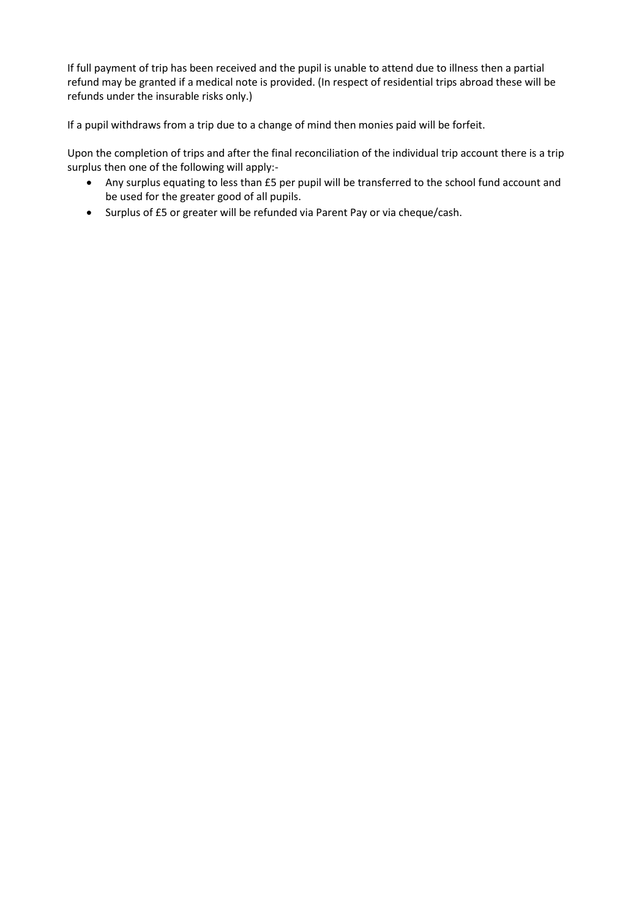If full payment of trip has been received and the pupil is unable to attend due to illness then a partial refund may be granted if a medical note is provided. (In respect of residential trips abroad these will be refunds under the insurable risks only.)

If a pupil withdraws from a trip due to a change of mind then monies paid will be forfeit.

Upon the completion of trips and after the final reconciliation of the individual trip account there is a trip surplus then one of the following will apply:-

- Any surplus equating to less than £5 per pupil will be transferred to the school fund account and be used for the greater good of all pupils.
- Surplus of £5 or greater will be refunded via Parent Pay or via cheque/cash.